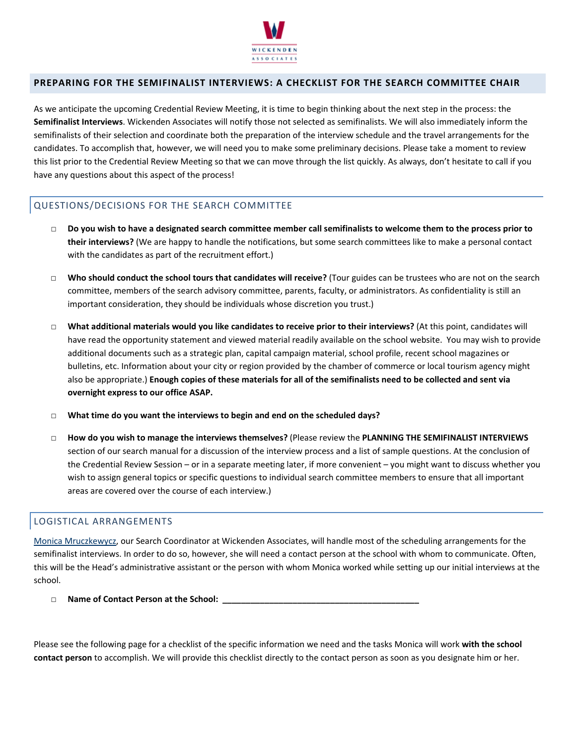## PREPARING FOR THE SEMIFINALIST INTERVIEWS: A CHECKLIST FOR THE SEARCH COMMITTEE CHAIR

As we anticipate the upcoming Credential Review Meeting, it is time to begin thinking about the next step in the process: the **Semifinalist Interviews**. Wickenden Associates will notify those not selected as semifinalists. We will also immediately inform the semifinalists of their selection and coordinate both the preparation of the interview schedule and the travel arrangements for the candidates. To accomplish that, however, we will need you to make some preliminary decisions. Please take a moment to review this list prior to the Credential Review Meeting so that we can move through the list quickly. As always, don't hesitate to call if you have any questions about this aspect of the process!

### QUESTIONS/DECISIONS FOR THE SEARCH COMMITTEE

- □ **Do you wish to have a designated search committee member call semifinalists to welcome them to the process prior to their interviews?** (We are happy to handle the notifications, but some search committees like to make a personal contact with the candidates as part of the recruitment effort.)

- □ **Who should conduct the school tours that candidates will receive?** (Tour guides can be trustees who are not on the search committee, members of the search advisory committee, parents, faculty, or administrators. As confidentiality is still an important consideration, they should be individuals whose discretion you trust.)

- □ **What additional materials would you like candidates to receive prior to their interviews?** (At this point, candidates will have read the opportunity statement and viewed material readily available on the school website. You may wish to provide additional documents such as a strategic plan, capital campaign material, school profile, recent school magazines or bulletins, etc. Information about your city or region provided by the chamber of commerce or local tourism agency might also be appropriate.) **Enough copies of these materials for all of the semifinalists need to be collected and sent via overnight express to our office ASAP.**

- □ **What time do you want the interviews to begin and end on the scheduled days?**

- □ **How do you wish to manage the interviews themselves?** (Please review the **PLANNING THE SEMIFINALIST INTERVIEWS** section of our search manual for a discussion of the interview process and a list of sample questions. At the conclusion of the Credential Review Session – or in a separate meeting later, if more convenient – you might want to discuss whether you wish to assign general topics or specific questions to individual search committee members to ensure that all important areas are covered over the course of each interview.)

### LOGISTICAL ARRANGEMENTS

Monica Mruczkewycz, our Search Coordinator at Wickenden Associates, will handle most of the scheduling arrangements for the semifinalist interviews. In order to do so, however, she will need a contact person at the school with whom to communicate. Often, this will be the Head's administrative assistant or the person with whom Monica worked while setting up our initial interviews at the school.

- □ **Name of Contact Person at the School: ___________________________________________**

Please see the following page for a checklist of the specific information we need and the tasks Monica will work **with the school contact person** to accomplish. We will provide this checklist directly to the contact person as soon as you designate him or her.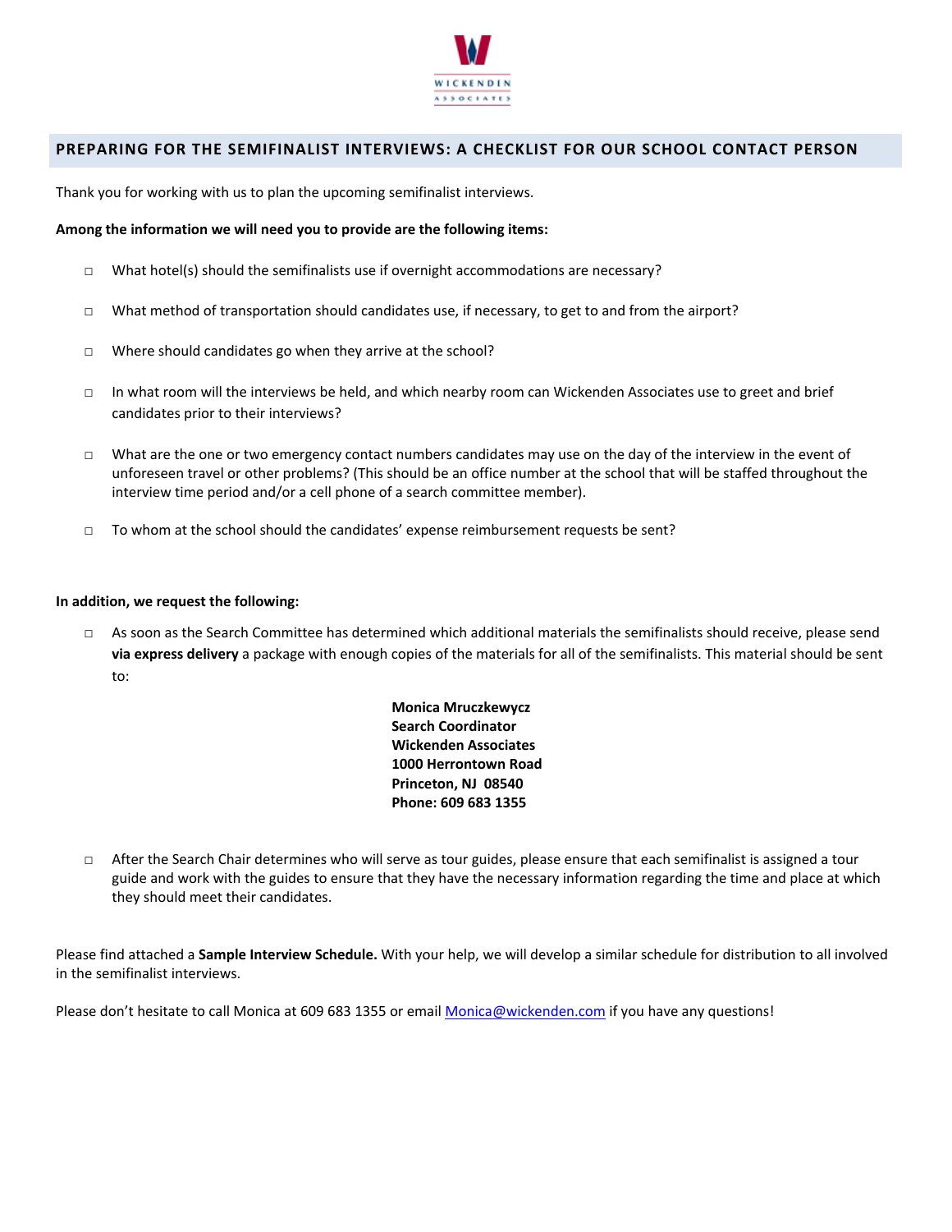## PREPARING FOR THE SEMIFINALIST INTERVIEWS: A CHECKLIST FOR OUR SCHOOL CONTACT PERSON

Thank you for working with us to plan the upcoming semifinalist interviews.

**Among the information we will need you to provide are the following items:**

- ☐ What hotel(s) should the semifinalists use if overnight accommodations are necessary?
- ☐ What method of transportation should candidates use, if necessary, to get to and from the airport?
- ☐ Where should candidates go when they arrive at the school?
- ☐ In what room will the interviews be held, and which nearby room can Wickenden Associates use to greet and brief candidates prior to their interviews?
- ☐ What are the one or two emergency contact numbers candidates may use on the day of the interview in the event of unforeseen travel or other problems? (This should be an office number at the school that will be staffed throughout the interview time period and/or a cell phone of a search committee member).
- ☐ To whom at the school should the candidates' expense reimbursement requests be sent?

**In addition, we request the following:**

- ☐ As soon as the Search Committee has determined which additional materials the semifinalists should receive, please send **via express delivery** a package with enough copies of the materials for all of the semifinalists. This material should be sent to:

  **Monica Mruczkewycz**
  **Search Coordinator**
  **Wickenden Associates**
  **1000 Herrontown Road**
  **Princeton, NJ 08540**
  **Phone: 609 683 1355**

- ☐ After the Search Chair determines who will serve as tour guides, please ensure that each semifinalist is assigned a tour guide and work with the guides to ensure that they have the necessary information regarding the time and place at which they should meet their candidates.

Please find attached a **Sample Interview Schedule.** With your help, we will develop a similar schedule for distribution to all involved in the semifinalist interviews.

Please don't hesitate to call Monica at 609 683 1355 or email Monica@wickenden.com if you have any questions!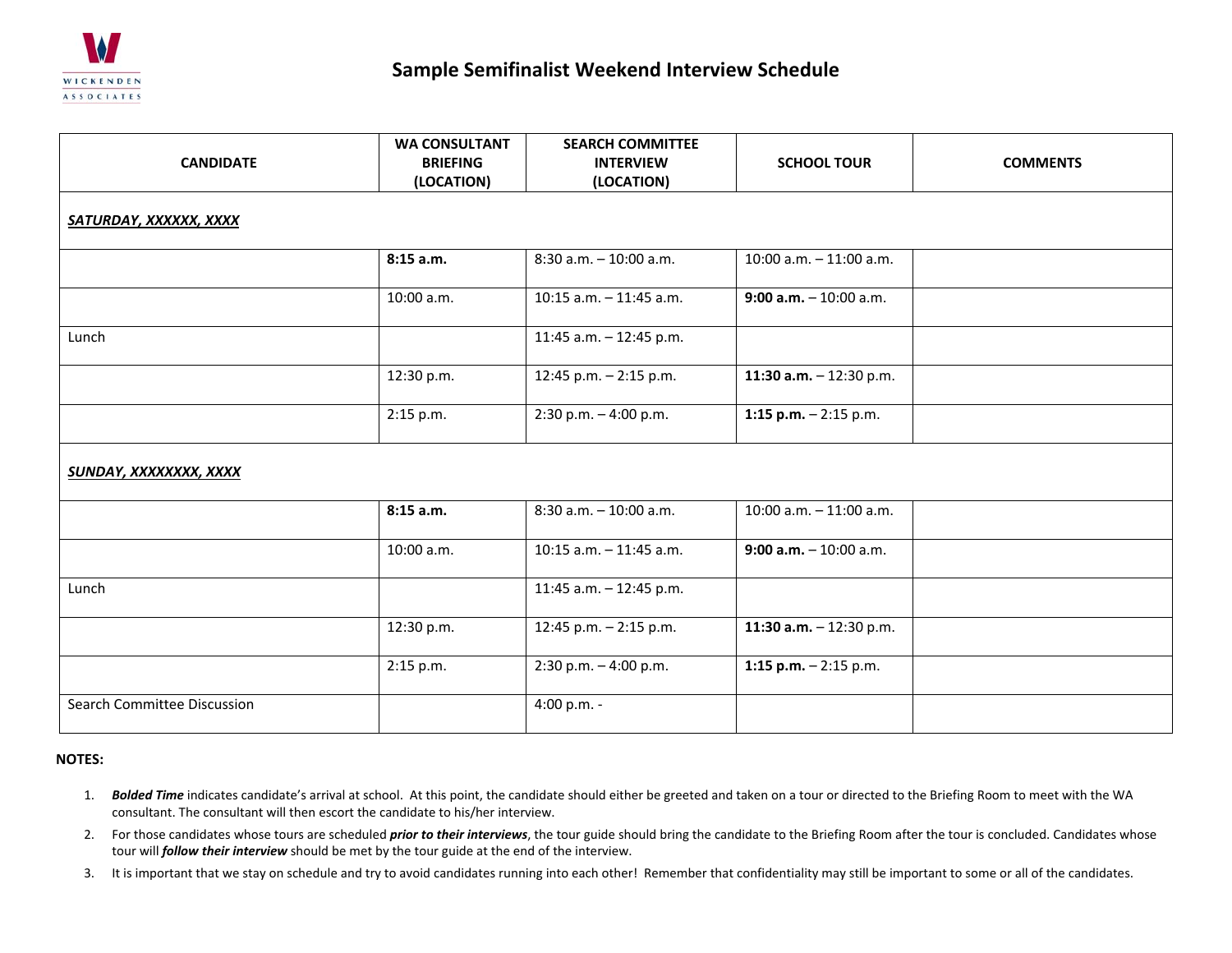# Sample Semifinalist Weekend Interview Schedule

| CANDIDATE | WA CONSULTANT BRIEFING (LOCATION) | SEARCH COMMITTEE INTERVIEW (LOCATION) | SCHOOL TOUR | COMMENTS |
|---|---|---|---|---|
| ***SATURDAY, XXXXXX, XXXX*** | | | | |
| | **8:15 a.m.** | 8:30 a.m. – 10:00 a.m. | 10:00 a.m. – 11:00 a.m. | |
| | 10:00 a.m. | 10:15 a.m. – 11:45 a.m. | **9:00 a.m.** – 10:00 a.m. | |
| Lunch | | 11:45 a.m. – 12:45 p.m. | | |
| | 12:30 p.m. | 12:45 p.m. – 2:15 p.m. | **11:30 a.m.** – 12:30 p.m. | |
| | 2:15 p.m. | 2:30 p.m. – 4:00 p.m. | **1:15 p.m.** – 2:15 p.m. | |
| ***SUNDAY, XXXXXXXX, XXXX*** | | | | |
| | **8:15 a.m.** | 8:30 a.m. – 10:00 a.m. | 10:00 a.m. – 11:00 a.m. | |
| | 10:00 a.m. | 10:15 a.m. – 11:45 a.m. | **9:00 a.m.** – 10:00 a.m. | |
| Lunch | | 11:45 a.m. – 12:45 p.m. | | |
| | 12:30 p.m. | 12:45 p.m. – 2:15 p.m. | **11:30 a.m.** – 12:30 p.m. | |
| | 2:15 p.m. | 2:30 p.m. – 4:00 p.m. | **1:15 p.m.** – 2:15 p.m. | |
| Search Committee Discussion | | 4:00 p.m. - | | |

**NOTES:**

1. ***Bolded Time*** indicates candidate's arrival at school. At this point, the candidate should either be greeted and taken on a tour or directed to the Briefing Room to meet with the WA consultant. The consultant will then escort the candidate to his/her interview.
2. For those candidates whose tours are scheduled ***prior to their interviews***, the tour guide should bring the candidate to the Briefing Room after the tour is concluded. Candidates whose tour will ***follow their interview*** should be met by the tour guide at the end of the interview.
3. It is important that we stay on schedule and try to avoid candidates running into each other! Remember that confidentiality may still be important to some or all of the candidates.